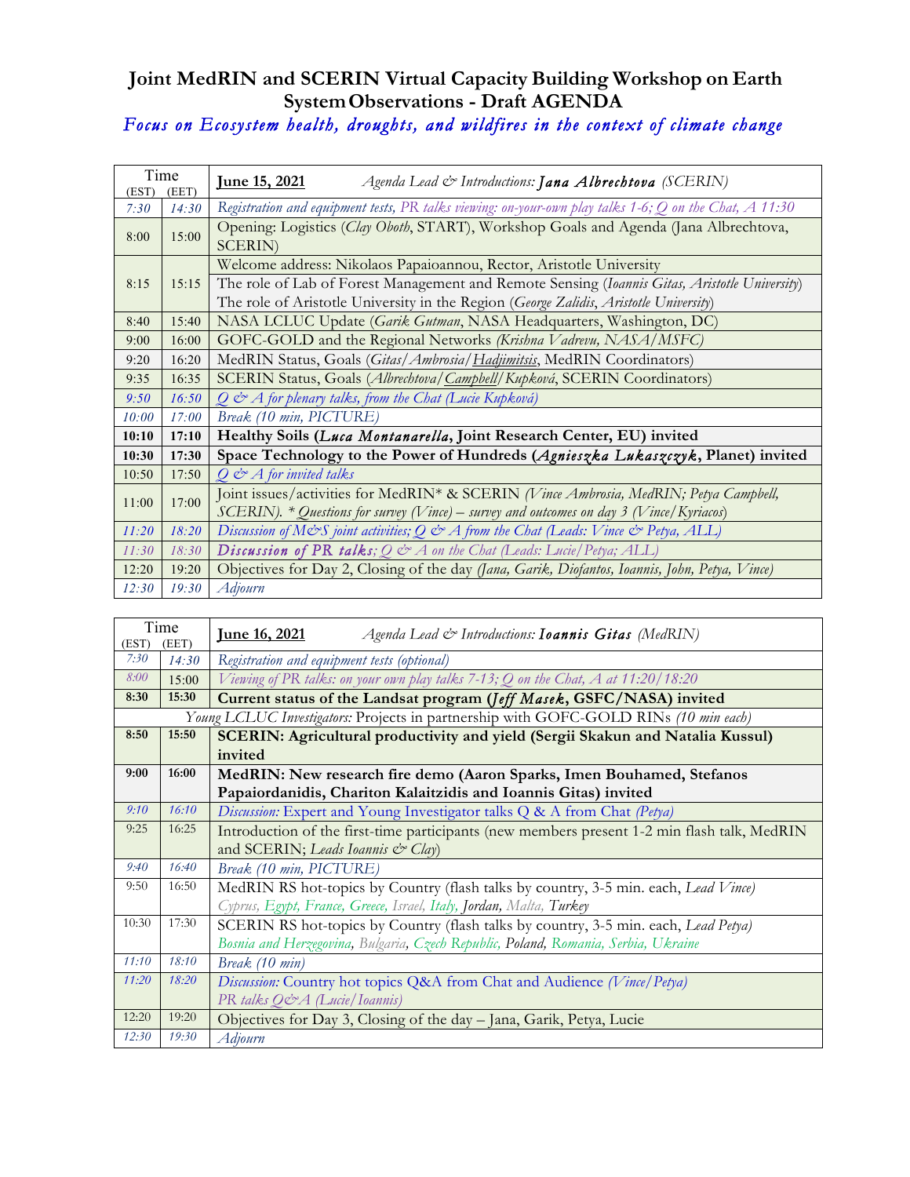# Joint MedRIN and SCERIN Virtual Capacity Building Workshop on Earth System Observations - Draft AGENDA

*Focus on Ecosystem health, droughts, and wildfires in the context of climate change*

| Time (EST) | (EET) | **June 15, 2021** *Agenda Lead & Introductions:* ***Jana Albrechtova*** *(SCERIN)* |
|---|---|---|
| *7:30* | *14:30* | *Registration and equipment tests, PR talks viewing: on-your-own play talks 1-6; Q on the Chat, A 11:30* |
| 8:00 | 15:00 | Opening: Logistics (*Clay Oboth*, START), Workshop Goals and Agenda (Jana Albrechtova, SCERIN) |
| 8:15 | 15:15 | Welcome address: Nikolaos Papaioannou, Rector, Aristotle University<br>The role of Lab of Forest Management and Remote Sensing (*Ioannis Gitas, Aristotle University*)<br>The role of Aristotle University in the Region (*George Zalidis*, *Aristotle University*) |
| 8:40 | 15:40 | NASA LCLUC Update (*Garik Gutman*, NASA Headquarters, Washington, DC) |
| 9:00 | 16:00 | GOFC-GOLD and the Regional Networks *(Krishna Vadrevu, NASA/MSFC)* |
| 9:20 | 16:20 | MedRIN Status, Goals (*Gitas/Ambrosia/Hadjimitsis*, MedRIN Coordinators) |
| 9:35 | 16:35 | SCERIN Status, Goals (*Albrechtova/Campbell/Kupková*, SCERIN Coordinators) |
| *9:50* | *16:50* | *Q & A for plenary talks, from the Chat (Lucie Kupková)* |
| *10:00* | *17:00* | *Break (10 min, PICTURE)* |
| **10:10** | **17:10** | **Healthy Soils (*Luca Montanarella*, Joint Research Center, EU) invited** |
| **10:30** | **17:30** | **Space Technology to the Power of Hundreds (*Agnieszka Lukaszczyk*, Planet) invited** |
| 10:50 | 17:50 | *Q & A for invited talks* |
| 11:00 | 17:00 | Joint issues/activities for MedRIN* & SCERIN *(Vince Ambrosia, MedRIN; Petya Campbell, SCERIN). * Questions for survey (Vince) – survey and outcomes on day 3 (Vince/Kyriacos)* |
| *11:20* | *18:20* | *Discussion of M&S joint activities; Q & A from the Chat (Leads: Vince & Petya, ALL)* |
| *11:30* | *18:30* | ***Discussion of PR talks****; Q & A on the Chat (Leads: Lucie/Petya; ALL)* |
| 12:20 | 19:20 | Objectives for Day 2, Closing of the day *(Jana, Garik, Diofantos, Ioannis, John, Petya, Vince)* |
| *12:30* | *19:30* | *Adjourn* |

| Time (EST) | (EET) | **June 16, 2021** *Agenda Lead & Introductions:* ***Ioannis Gitas*** *(MedRIN)* |
|---|---|---|
| *7:30* | *14:30* | *Registration and equipment tests (optional)* |
| *8:00* | 15:00 | *Viewing of PR talks: on your own play talks 7-13; Q on the Chat, A at 11:20/18:20* |
| **8:30** | **15:30** | **Current status of the Landsat program (*Jeff Masek*, GSFC/NASA) invited** |
| | | *Young LCLUC Investigators:* Projects in partnership with GOFC-GOLD RINs *(10 min each)* |
| **8:50** | **15:50** | **SCERIN: Agricultural productivity and yield (Sergii Skakun and Natalia Kussul) invited** |
| **9:00** | **16:00** | **MedRIN: New research fire demo (Aaron Sparks, Imen Bouhamed, Stefanos Papaiordanidis, Chariton Kalaitzidis and Ioannis Gitas) invited** |
| *9:10* | *16:10* | *Discussion:* Expert and Young Investigator talks Q & A from Chat *(Petya)* |
| 9:25 | 16:25 | Introduction of the first-time participants (new members present 1-2 min flash talk, MedRIN and SCERIN; *Leads Ioannis & Clay*) |
| *9:40* | *16:40* | *Break (10 min, PICTURE)* |
| 9:50 | 16:50 | MedRIN RS hot-topics by Country (flash talks by country, 3-5 min. each, *Lead Vince)*<br>*Cyprus, Egypt, France, Greece, Israel, Italy, Jordan, Malta, Turkey* |
| 10:30 | 17:30 | SCERIN RS hot-topics by Country (flash talks by country, 3-5 min. each, *Lead Petya)*<br>*Bosnia and Herzegovina, Bulgaria, Czech Republic, Poland, Romania, Serbia, Ukraine* |
| *11:10* | *18:10* | *Break (10 min)* |
| *11:20* | *18:20* | *Discussion:* Country hot topics Q&A from Chat and Audience *(Vince/Petya)*<br>*PR talks Q&A (Lucie/Ioannis)* |
| 12:20 | 19:20 | Objectives for Day 3, Closing of the day – Jana, Garik, Petya, Lucie |
| *12:30* | *19:30* | *Adjourn* |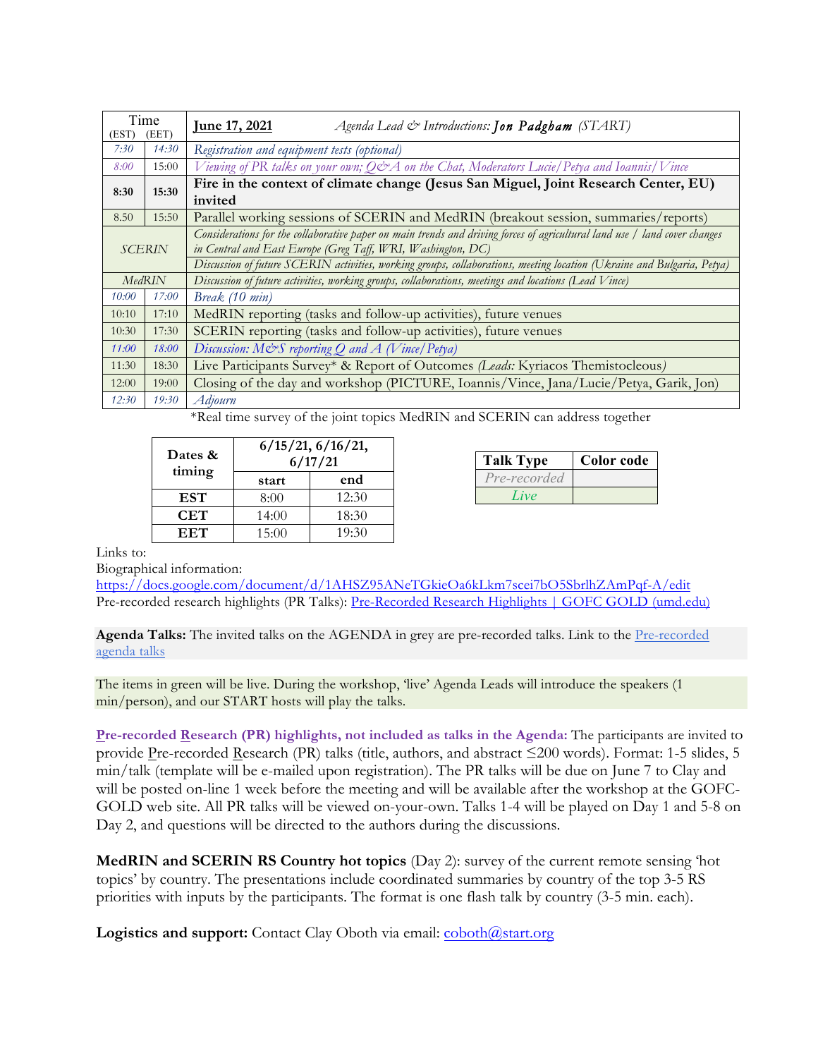| Time (EST) | (EET) | **June 17, 2021** *Agenda Lead & Introductions:* ***Jon Padgham*** *(START)* |
|---|---|---|
| *7:30* | *14:30* | *Registration and equipment tests (optional)* |
| *8:00* | 15:00 | *Viewing of PR talks on your own; Q&A on the Chat, Moderators Lucie/Petya and Ioannis/Vince* |
| **8:30** | **15:30** | **Fire in the context of climate change (Jesus San Miguel, Joint Research Center, EU) invited** |
| 8.50 | 15:50 | Parallel working sessions of SCERIN and MedRIN (breakout session, summaries/reports) |
| *SCERIN* | | *Considerations for the collaborative paper on main trends and driving forces of agricultural land use / land cover changes in Central and East Europe (Greg Taff, WRI, Washington, DC)* |
| | | *Discussion of future SCERIN activities, working groups, collaborations, meeting location (Ukraine and Bulgaria, Petya)* |
| *MedRIN* | | *Discussion of future activities, working groups, collaborations, meetings and locations (Lead Vince)* |
| *10:00* | *17:00* | *Break (10 min)* |
| 10:10 | 17:10 | MedRIN reporting (tasks and follow-up activities), future venues |
| 10:30 | 17:30 | SCERIN reporting (tasks and follow-up activities), future venues |
| *11:00* | *18:00* | *Discussion: M&S reporting Q and A (Vince/Petya)* |
| 11:30 | 18:30 | Live Participants Survey* & Report of Outcomes *(Leads:* Kyriacos Themistocleous*)* |
| 12:00 | 19:00 | Closing of the day and workshop (PICTURE, Ioannis/Vince, Jana/Lucie/Petya, Garik, Jon) |
| *12:30* | *19:30* | *Adjourn* |

*Real time survey of the joint topics MedRIN and SCERIN can address together

| Dates & timing | 6/15/21, 6/16/21, 6/17/21 | |
|---|---|---|
| | start | end |
| **EST** | 8:00 | 12:30 |
| **CET** | 14:00 | 18:30 |
| **EET** | 15:00 | 19:30 |

| Talk Type | Color code |
|---|---|
| *Pre-recorded* | |
| *Live* | |

Links to:
Biographical information:
https://docs.google.com/document/d/1AHSZ95ANeTGkieOa6kLkm7scei7bO5SbrlhZAmPqf-A/edit
Pre-recorded research highlights (PR Talks): Pre-Recorded Research Highlights | GOFC GOLD (umd.edu)

**Agenda Talks:** The invited talks on the AGENDA in grey are pre-recorded talks. Link to the Pre-recorded agenda talks

The items in green will be live. During the workshop, 'live' Agenda Leads will introduce the speakers (1 min/person), and our START hosts will play the talks.

**Pre-recorded Research (PR) highlights, not included as talks in the Agenda:** The participants are invited to provide Pre-recorded Research (PR) talks (title, authors, and abstract ≤200 words). Format: 1-5 slides, 5 min/talk (template will be e-mailed upon registration). The PR talks will be due on June 7 to Clay and will be posted on-line 1 week before the meeting and will be available after the workshop at the GOFC-GOLD web site. All PR talks will be viewed on-your-own. Talks 1-4 will be played on Day 1 and 5-8 on Day 2, and questions will be directed to the authors during the discussions.

**MedRIN and SCERIN RS Country hot topics** (Day 2): survey of the current remote sensing 'hot topics' by country. The presentations include coordinated summaries by country of the top 3-5 RS priorities with inputs by the participants. The format is one flash talk by country (3-5 min. each).

**Logistics and support:** Contact Clay Oboth via email: coboth@start.org